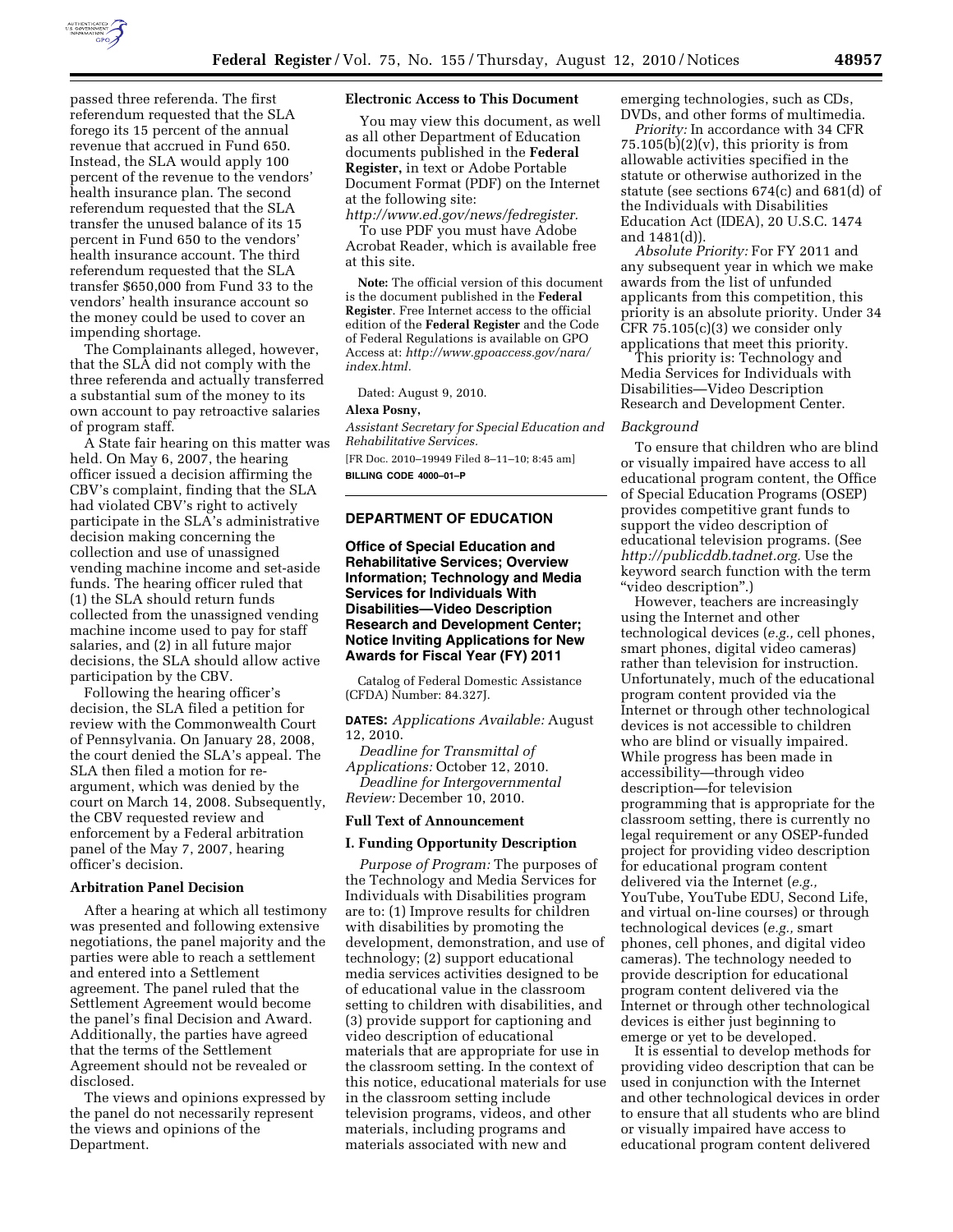passed three referenda. The first referendum requested that the SLA forego its 15 percent of the annual revenue that accrued in Fund 650. Instead, the SLA would apply 100 percent of the revenue to the vendors' health insurance plan. The second referendum requested that the SLA transfer the unused balance of its 15 percent in Fund 650 to the vendors' health insurance account. The third referendum requested that the SLA transfer $650,000 from Fund 33 to the vendors' health insurance account so the money could be used to cover an impending shortage.

The Complainants alleged, however, that the SLA did not comply with the three referenda and actually transferred a substantial sum of the money to its own account to pay retroactive salaries of program staff.

A State fair hearing on this matter was held. On May 6, 2007, the hearing officer issued a decision affirming the CBV's complaint, finding that the SLA had violated CBV's right to actively participate in the SLA's administrative decision making concerning the collection and use of unassigned vending machine income and set-aside funds. The hearing officer ruled that (1) the SLA should return funds collected from the unassigned vending machine income used to pay for staff salaries, and (2) in all future major decisions, the SLA should allow active participation by the CBV.

Following the hearing officer's decision, the SLA filed a petition for review with the Commonwealth Court of Pennsylvania. On January 28, 2008, the court denied the SLA's appeal. The SLA then filed a motion for re-argument, which was denied by the court on March 14, 2008. Subsequently, the CBV requested review and enforcement by a Federal arbitration panel of the May 7, 2007, hearing officer's decision.

**Arbitration Panel Decision**

After a hearing at which all testimony was presented and following extensive negotiations, the panel majority and the parties were able to reach a settlement and entered into a Settlement agreement. The panel ruled that the Settlement Agreement would become the panel's final Decision and Award. Additionally, the parties have agreed that the terms of the Settlement Agreement should not be revealed or disclosed.

The views and opinions expressed by the panel do not necessarily represent the views and opinions of the Department.

**Electronic Access to This Document**

You may view this document, as well as all other Department of Education documents published in the **Federal Register**, in text or Adobe Portable Document Format (PDF) on the Internet at the following site: *http://www.ed.gov/news/fedregister*.

To use PDF you must have Adobe Acrobat Reader, which is available free at this site.

**Note:** The official version of this document is the document published in the **Federal Register**. Free Internet access to the official edition of the **Federal Register** and the Code of Federal Regulations is available on GPO Access at: *http://www.gpoaccess.gov/nara/index.html*.

Dated: August 9, 2010.

**Alexa Posny,**

*Assistant Secretary for Special Education and Rehabilitative Services.*

[FR Doc. 2010–19949 Filed 8–11–10; 8:45 am]

**BILLING CODE 4000–01–P**

## DEPARTMENT OF EDUCATION

### Office of Special Education and Rehabilitative Services; Overview Information; Technology and Media Services for Individuals With Disabilities—Video Description Research and Development Center; Notice Inviting Applications for New Awards for Fiscal Year (FY) 2011

Catalog of Federal Domestic Assistance (CFDA) Number: 84.327J.

**DATES:** *Applications Available:* August 12, 2010.

*Deadline for Transmittal of Applications:* October 12, 2010.

*Deadline for Intergovernmental Review:* December 10, 2010.

**Full Text of Announcement**

**I. Funding Opportunity Description**

*Purpose of Program:* The purposes of the Technology and Media Services for Individuals with Disabilities program are to: (1) Improve results for children with disabilities by promoting the development, demonstration, and use of technology; (2) support educational media services activities designed to be of educational value in the classroom setting to children with disabilities, and (3) provide support for captioning and video description of educational materials that are appropriate for use in the classroom setting. In the context of this notice, educational materials for use in the classroom setting include television programs, videos, and other materials, including programs and materials associated with new and emerging technologies, such as CDs, DVDs, and other forms of multimedia.

*Priority:* In accordance with 34 CFR 75.105(b)(2)(v), this priority is from allowable activities specified in the statute or otherwise authorized in the statute (see sections 674(c) and 681(d) of the Individuals with Disabilities Education Act (IDEA), 20 U.S.C. 1474 and 1481(d)).

*Absolute Priority:* For FY 2011 and any subsequent year in which we make awards from the list of unfunded applicants from this competition, this priority is an absolute priority. Under 34 CFR 75.105(c)(3) we consider only applications that meet this priority.

This priority is: Technology and Media Services for Individuals with Disabilities—Video Description Research and Development Center.

*Background*

To ensure that children who are blind or visually impaired have access to all educational program content, the Office of Special Education Programs (OSEP) provides competitive grant funds to support the video description of educational television programs. (See *http://publicddb.tadnet.org.* Use the keyword search function with the term "video description".)

However, teachers are increasingly using the Internet and other technological devices (*e.g.,* cell phones, smart phones, digital video cameras) rather than television for instruction. Unfortunately, much of the educational program content provided via the Internet or through other technological devices is not accessible to children who are blind or visually impaired. While progress has been made in accessibility—through video description—for television programming that is appropriate for the classroom setting, there is currently no legal requirement or any OSEP-funded project for providing video description for educational program content delivered via the Internet (*e.g.,* YouTube, YouTube EDU, Second Life, and virtual on-line courses) or through technological devices (*e.g.,* smart phones, cell phones, and digital video cameras). The technology needed to provide description for educational program content delivered via the Internet or through other technological devices is either just beginning to emerge or yet to be developed.

It is essential to develop methods for providing video description that can be used in conjunction with the Internet and other technological devices in order to ensure that all students who are blind or visually impaired have access to educational program content delivered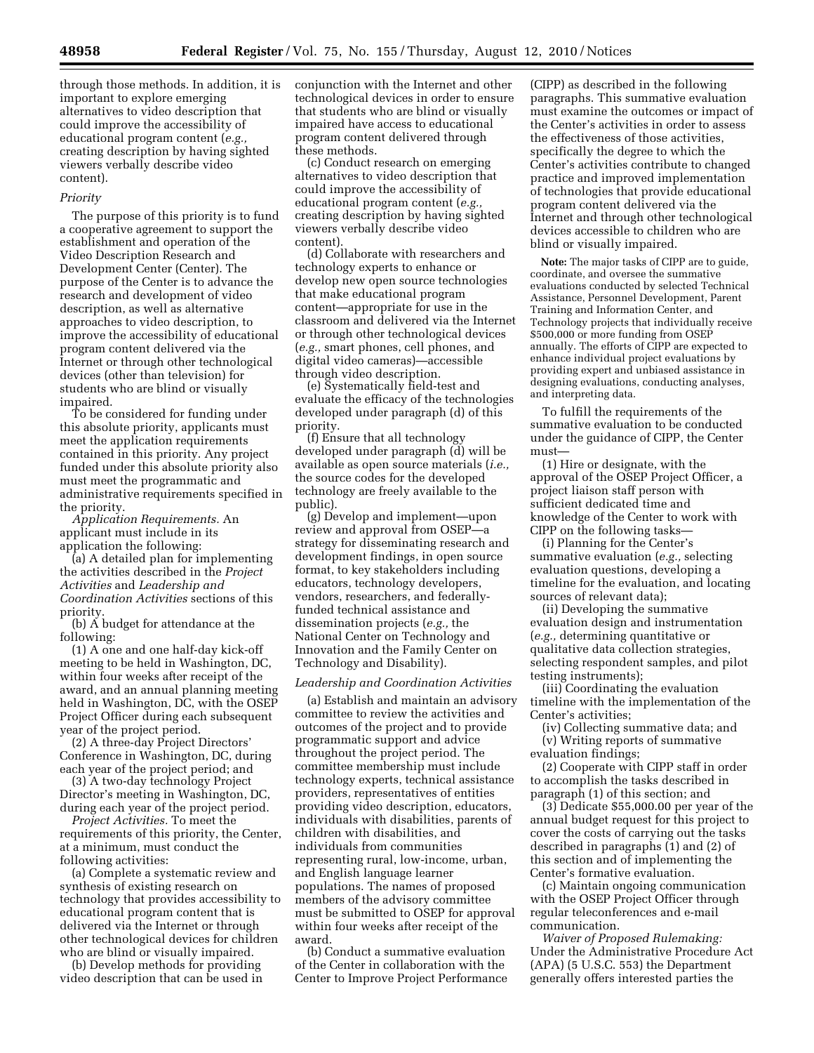through those methods. In addition, it is important to explore emerging alternatives to video description that could improve the accessibility of educational program content (*e.g.,* creating description by having sighted viewers verbally describe video content).

*Priority*

The purpose of this priority is to fund a cooperative agreement to support the establishment and operation of the Video Description Research and Development Center (Center). The purpose of the Center is to advance the research and development of video description, as well as alternative approaches to video description, to improve the accessibility of educational program content delivered via the Internet or through other technological devices (other than television) for students who are blind or visually impaired.

To be considered for funding under this absolute priority, applicants must meet the application requirements contained in this priority. Any project funded under this absolute priority also must meet the programmatic and administrative requirements specified in the priority.

*Application Requirements.* An applicant must include in its application the following:

(a) A detailed plan for implementing the activities described in the *Project Activities* and *Leadership and Coordination Activities* sections of this priority.

(b) A budget for attendance at the following:

(1) A one and one half-day kick-off meeting to be held in Washington, DC, within four weeks after receipt of the award, and an annual planning meeting held in Washington, DC, with the OSEP Project Officer during each subsequent year of the project period.

(2) A three-day Project Directors' Conference in Washington, DC, during each year of the project period; and

(3) A two-day technology Project Director's meeting in Washington, DC, during each year of the project period.

*Project Activities.* To meet the requirements of this priority, the Center, at a minimum, must conduct the following activities:

(a) Complete a systematic review and synthesis of existing research on technology that provides accessibility to educational program content that is delivered via the Internet or through other technological devices for children who are blind or visually impaired.

(b) Develop methods for providing video description that can be used in conjunction with the Internet and other technological devices in order to ensure that students who are blind or visually impaired have access to educational program content delivered through these methods.

(c) Conduct research on emerging alternatives to video description that could improve the accessibility of educational program content (*e.g.,* creating description by having sighted viewers verbally describe video content).

(d) Collaborate with researchers and technology experts to enhance or develop new open source technologies that make educational program content—appropriate for use in the classroom and delivered via the Internet or through other technological devices (*e.g.,* smart phones, cell phones, and digital video cameras)—accessible through video description.

(e) Systematically field-test and evaluate the efficacy of the technologies developed under paragraph (d) of this priority.

(f) Ensure that all technology developed under paragraph (d) will be available as open source materials (*i.e.,* the source codes for the developed technology are freely available to the public).

(g) Develop and implement—upon review and approval from OSEP—a strategy for disseminating research and development findings, in open source format, to key stakeholders including educators, technology developers, vendors, researchers, and federally-funded technical assistance and dissemination projects (*e.g.,* the National Center on Technology and Innovation and the Family Center on Technology and Disability).

*Leadership and Coordination Activities*

(a) Establish and maintain an advisory committee to review the activities and outcomes of the project and to provide programmatic support and advice throughout the project period. The committee membership must include technology experts, technical assistance providers, representatives of entities providing video description, educators, individuals with disabilities, parents of children with disabilities, and individuals from communities representing rural, low-income, urban, and English language learner populations. The names of proposed members of the advisory committee must be submitted to OSEP for approval within four weeks after receipt of the award.

(b) Conduct a summative evaluation of the Center in collaboration with the Center to Improve Project Performance (CIPP) as described in the following paragraphs. This summative evaluation must examine the outcomes or impact of the Center's activities in order to assess the effectiveness of those activities, specifically the degree to which the Center's activities contribute to changed practice and improved implementation of technologies that provide educational program content delivered via the Internet and through other technological devices accessible to children who are blind or visually impaired.

**Note:** The major tasks of CIPP are to guide, coordinate, and oversee the summative evaluations conducted by selected Technical Assistance, Personnel Development, Parent Training and Information Center, and Technology projects that individually receive $500,000 or more funding from OSEP annually. The efforts of CIPP are expected to enhance individual project evaluations by providing expert and unbiased assistance in designing evaluations, conducting analyses, and interpreting data.

To fulfill the requirements of the summative evaluation to be conducted under the guidance of CIPP, the Center must—

(1) Hire or designate, with the approval of the OSEP Project Officer, a project liaison staff person with sufficient dedicated time and knowledge of the Center to work with CIPP on the following tasks—

(i) Planning for the Center's summative evaluation (*e.g.,* selecting evaluation questions, developing a timeline for the evaluation, and locating sources of relevant data);

(ii) Developing the summative evaluation design and instrumentation (*e.g.,* determining quantitative or qualitative data collection strategies, selecting respondent samples, and pilot testing instruments);

(iii) Coordinating the evaluation timeline with the implementation of the Center's activities;

(iv) Collecting summative data; and

(v) Writing reports of summative evaluation findings;

(2) Cooperate with CIPP staff in order to accomplish the tasks described in paragraph (1) of this section; and

(3) Dedicate $55,000.00 per year of the annual budget request for this project to cover the costs of carrying out the tasks described in paragraphs (1) and (2) of this section and of implementing the Center's formative evaluation.

(c) Maintain ongoing communication with the OSEP Project Officer through regular teleconferences and e-mail communication.

*Waiver of Proposed Rulemaking:* Under the Administrative Procedure Act (APA) (5 U.S.C. 553) the Department generally offers interested parties the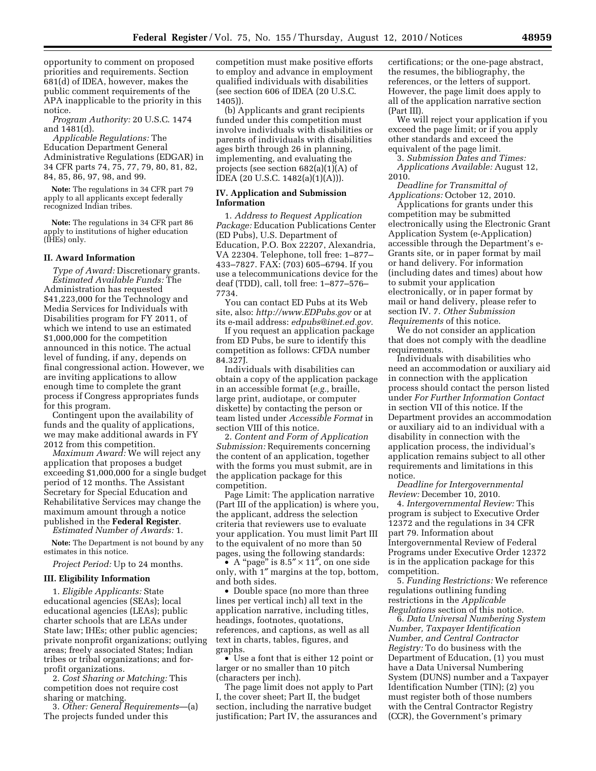opportunity to comment on proposed priorities and requirements. Section 681(d) of IDEA, however, makes the public comment requirements of the APA inapplicable to the priority in this notice.

*Program Authority:* 20 U.S.C. 1474 and 1481(d).

*Applicable Regulations:* The Education Department General Administrative Regulations (EDGAR) in 34 CFR parts 74, 75, 77, 79, 80, 81, 82, 84, 85, 86, 97, 98, and 99.

**Note:** The regulations in 34 CFR part 79 apply to all applicants except federally recognized Indian tribes.

**Note:** The regulations in 34 CFR part 86 apply to institutions of higher education (IHEs) only.

## II. Award Information

*Type of Award:* Discretionary grants.

*Estimated Available Funds:* The Administration has requested $41,223,000 for the Technology and Media Services for Individuals with Disabilities program for FY 2011, of which we intend to use an estimated $1,000,000 for the competition announced in this notice. The actual level of funding, if any, depends on final congressional action. However, we are inviting applications to allow enough time to complete the grant process if Congress appropriates funds for this program.

Contingent upon the availability of funds and the quality of applications, we may make additional awards in FY 2012 from this competition.

*Maximum Award:* We will reject any application that proposes a budget exceeding $1,000,000 for a single budget period of 12 months. The Assistant Secretary for Special Education and Rehabilitative Services may change the maximum amount through a notice published in the **Federal Register**.

*Estimated Number of Awards:* 1.

**Note:** The Department is not bound by any estimates in this notice.

*Project Period:* Up to 24 months.

## III. Eligibility Information

1. *Eligible Applicants:* State educational agencies (SEAs); local educational agencies (LEAs); public charter schools that are LEAs under State law; IHEs; other public agencies; private nonprofit organizations; outlying areas; freely associated States; Indian tribes or tribal organizations; and for-profit organizations.

2. *Cost Sharing or Matching:* This competition does not require cost sharing or matching.

3. *Other: General Requirements*—(a) The projects funded under this competition must make positive efforts to employ and advance in employment qualified individuals with disabilities (see section 606 of IDEA (20 U.S.C. 1405)).

(b) Applicants and grant recipients funded under this competition must involve individuals with disabilities or parents of individuals with disabilities ages birth through 26 in planning, implementing, and evaluating the projects (see section 682(a)(1)(A) of IDEA (20 U.S.C. 1482(a)(1)(A))).

## IV. Application and Submission Information

1. *Address to Request Application Package:* Education Publications Center (ED Pubs), U.S. Department of Education, P.O. Box 22207, Alexandria, VA 22304. Telephone, toll free: 1–877–433–7827. FAX: (703) 605–6794. If you use a telecommunications device for the deaf (TDD), call, toll free: 1–877–576–7734.

You can contact ED Pubs at its Web site, also: *http://www.EDPubs.gov* or at its e-mail address: *edpubs@inet.ed.gov.*

If you request an application package from ED Pubs, be sure to identify this competition as follows: CFDA number 84.327J.

Individuals with disabilities can obtain a copy of the application package in an accessible format (*e.g.,* braille, large print, audiotape, or computer diskette) by contacting the person or team listed under *Accessible Format* in section VIII of this notice.

2. *Content and Form of Application Submission:* Requirements concerning the content of an application, together with the forms you must submit, are in the application package for this competition.

Page Limit: The application narrative (Part III of the application) is where you, the applicant, address the selection criteria that reviewers use to evaluate your application. You must limit Part III to the equivalent of no more than 50 pages, using the following standards:

- A "page" is 8.5″ × 11″, on one side only, with 1″ margins at the top, bottom, and both sides.
- Double space (no more than three lines per vertical inch) all text in the application narrative, including titles, headings, footnotes, quotations, references, and captions, as well as all text in charts, tables, figures, and graphs.
- Use a font that is either 12 point or larger or no smaller than 10 pitch (characters per inch).

The page limit does not apply to Part I, the cover sheet; Part II, the budget section, including the narrative budget justification; Part IV, the assurances and certifications; or the one-page abstract, the resumes, the bibliography, the references, or the letters of support. However, the page limit does apply to all of the application narrative section (Part III).

We will reject your application if you exceed the page limit; or if you apply other standards and exceed the equivalent of the page limit.

3. *Submission Dates and Times:*
*Applications Available:* August 12, 2010.

*Deadline for Transmittal of Applications:* October 12, 2010.

Applications for grants under this competition may be submitted electronically using the Electronic Grant Application System (e-Application) accessible through the Department's e-Grants site, or in paper format by mail or hand delivery. For information (including dates and times) about how to submit your application electronically, or in paper format by mail or hand delivery, please refer to section IV. 7. *Other Submission Requirements* of this notice.

We do not consider an application that does not comply with the deadline requirements.

Individuals with disabilities who need an accommodation or auxiliary aid in connection with the application process should contact the person listed under *For Further Information Contact* in section VII of this notice. If the Department provides an accommodation or auxiliary aid to an individual with a disability in connection with the application process, the individual's application remains subject to all other requirements and limitations in this notice.

*Deadline for Intergovernmental Review:* December 10, 2010.

4. *Intergovernmental Review:* This program is subject to Executive Order 12372 and the regulations in 34 CFR part 79. Information about Intergovernmental Review of Federal Programs under Executive Order 12372 is in the application package for this competition.

5. *Funding Restrictions:* We reference regulations outlining funding restrictions in the *Applicable Regulations* section of this notice.

6. *Data Universal Numbering System Number, Taxpayer Identification Number, and Central Contractor Registry:* To do business with the Department of Education, (1) you must have a Data Universal Numbering System (DUNS) number and a Taxpayer Identification Number (TIN); (2) you must register both of those numbers with the Central Contractor Registry (CCR), the Government's primary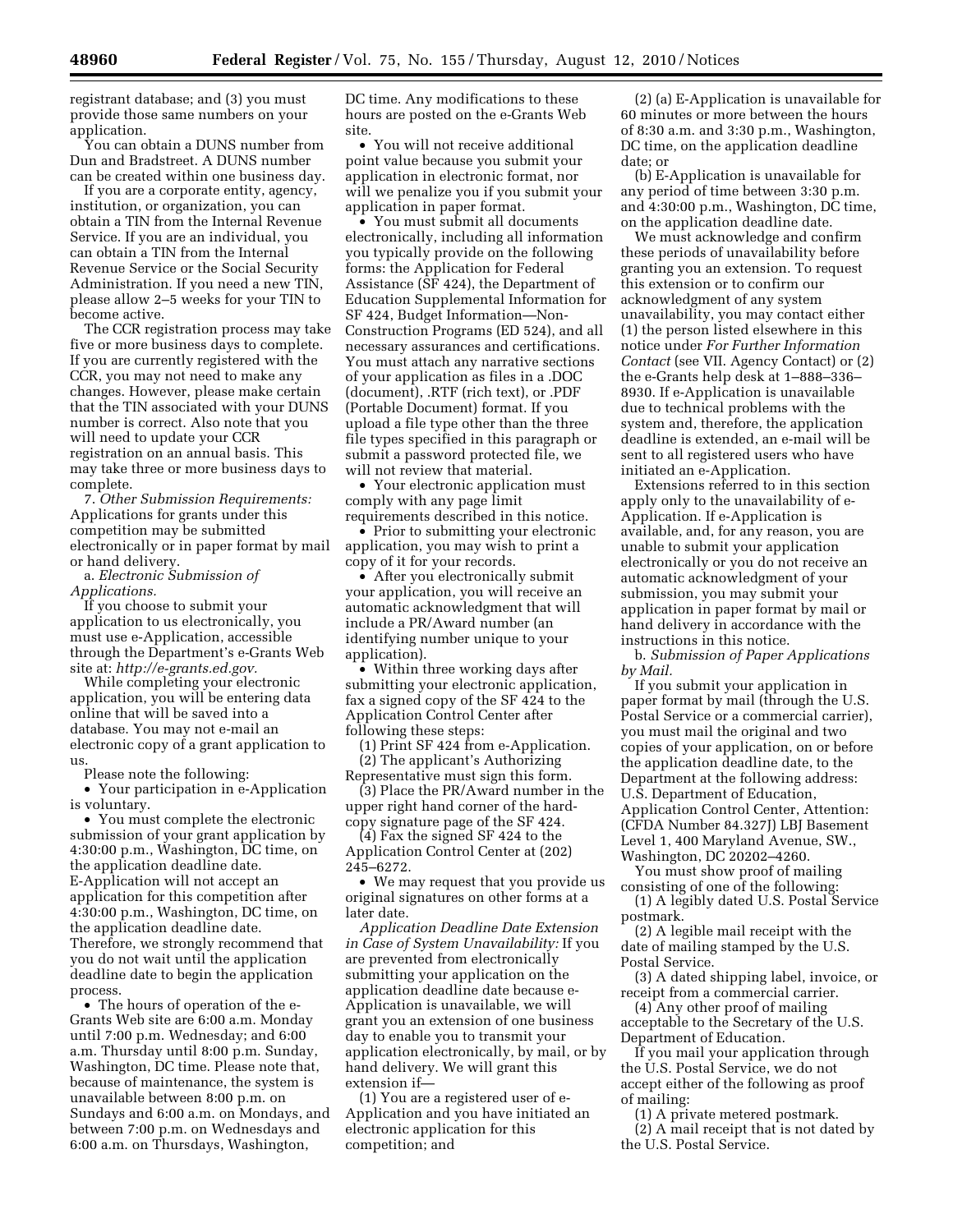registrant database; and (3) you must provide those same numbers on your application.

You can obtain a DUNS number from Dun and Bradstreet. A DUNS number can be created within one business day.

If you are a corporate entity, agency, institution, or organization, you can obtain a TIN from the Internal Revenue Service. If you are an individual, you can obtain a TIN from the Internal Revenue Service or the Social Security Administration. If you need a new TIN, please allow 2–5 weeks for your TIN to become active.

The CCR registration process may take five or more business days to complete. If you are currently registered with the CCR, you may not need to make any changes. However, please make certain that the TIN associated with your DUNS number is correct. Also note that you will need to update your CCR registration on an annual basis. This may take three or more business days to complete.

7. *Other Submission Requirements:* Applications for grants under this competition may be submitted electronically or in paper format by mail or hand delivery.

a. *Electronic Submission of Applications.*

If you choose to submit your application to us electronically, you must use e-Application, accessible through the Department's e-Grants Web site at: *http://e-grants.ed.gov.*

While completing your electronic application, you will be entering data online that will be saved into a database. You may not e-mail an electronic copy of a grant application to us.

Please note the following:

- Your participation in e-Application is voluntary.
- You must complete the electronic submission of your grant application by 4:30:00 p.m., Washington, DC time, on the application deadline date. E-Application will not accept an application for this competition after 4:30:00 p.m., Washington, DC time, on the application deadline date. Therefore, we strongly recommend that you do not wait until the application deadline date to begin the application process.
- The hours of operation of the e-Grants Web site are 6:00 a.m. Monday until 7:00 p.m. Wednesday; and 6:00 a.m. Thursday until 8:00 p.m. Sunday, Washington, DC time. Please note that, because of maintenance, the system is unavailable between 8:00 p.m. on Sundays and 6:00 a.m. on Mondays, and between 7:00 p.m. on Wednesdays and 6:00 a.m. on Thursdays, Washington, DC time. Any modifications to these hours are posted on the e-Grants Web site.
- You will not receive additional point value because you submit your application in electronic format, nor will we penalize you if you submit your application in paper format.
- You must submit all documents electronically, including all information you typically provide on the following forms: the Application for Federal Assistance (SF 424), the Department of Education Supplemental Information for SF 424, Budget Information—Non-Construction Programs (ED 524), and all necessary assurances and certifications. You must attach any narrative sections of your application as files in a .DOC (document), .RTF (rich text), or .PDF (Portable Document) format. If you upload a file type other than the three file types specified in this paragraph or submit a password protected file, we will not review that material.
- Your electronic application must comply with any page limit requirements described in this notice.
- Prior to submitting your electronic application, you may wish to print a copy of it for your records.
- After you electronically submit your application, you will receive an automatic acknowledgment that will include a PR/Award number (an identifying number unique to your application).
- Within three working days after submitting your electronic application, fax a signed copy of the SF 424 to the Application Control Center after following these steps:

(1) Print SF 424 from e-Application.

(2) The applicant's Authorizing Representative must sign this form.

(3) Place the PR/Award number in the upper right hand corner of the hard-copy signature page of the SF 424.

(4) Fax the signed SF 424 to the Application Control Center at (202) 245–6272.

- We may request that you provide us original signatures on other forms at a later date.

*Application Deadline Date Extension in Case of System Unavailability:* If you are prevented from electronically submitting your application on the application deadline date because e-Application is unavailable, we will grant you an extension of one business day to enable you to transmit your application electronically, by mail, or by hand delivery. We will grant this extension if—

(1) You are a registered user of e-Application and you have initiated an electronic application for this competition; and

(2) (a) E-Application is unavailable for 60 minutes or more between the hours of 8:30 a.m. and 3:30 p.m., Washington, DC time, on the application deadline date; or

(b) E-Application is unavailable for any period of time between 3:30 p.m. and 4:30:00 p.m., Washington, DC time, on the application deadline date.

We must acknowledge and confirm these periods of unavailability before granting you an extension. To request this extension or to confirm our acknowledgment of any system unavailability, you may contact either (1) the person listed elsewhere in this notice under *For Further Information Contact* (see VII. Agency Contact) or (2) the e-Grants help desk at 1–888–336–8930. If e-Application is unavailable due to technical problems with the system and, therefore, the application deadline is extended, an e-mail will be sent to all registered users who have initiated an e-Application.

Extensions referred to in this section apply only to the unavailability of e-Application. If e-Application is available, and, for any reason, you are unable to submit your application electronically or you do not receive an automatic acknowledgment of your submission, you may submit your application in paper format by mail or hand delivery in accordance with the instructions in this notice.

b. *Submission of Paper Applications by Mail.*

If you submit your application in paper format by mail (through the U.S. Postal Service or a commercial carrier), you must mail the original and two copies of your application, on or before the application deadline date, to the Department at the following address: U.S. Department of Education, Application Control Center, Attention: (CFDA Number 84.327J) LBJ Basement Level 1, 400 Maryland Avenue, SW., Washington, DC 20202–4260.

You must show proof of mailing consisting of one of the following:

(1) A legibly dated U.S. Postal Service postmark.

(2) A legible mail receipt with the date of mailing stamped by the U.S. Postal Service.

(3) A dated shipping label, invoice, or receipt from a commercial carrier.

(4) Any other proof of mailing acceptable to the Secretary of the U.S. Department of Education.

If you mail your application through the U.S. Postal Service, we do not accept either of the following as proof of mailing:

(1) A private metered postmark.

(2) A mail receipt that is not dated by the U.S. Postal Service.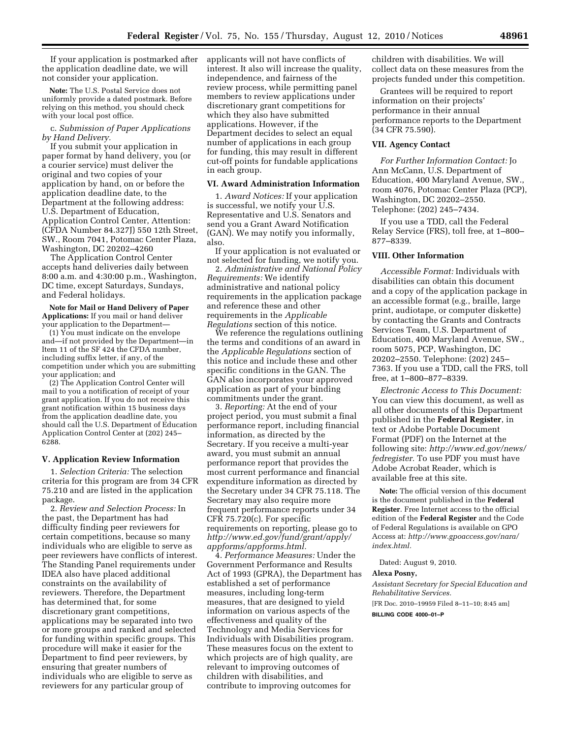If your application is postmarked after the application deadline date, we will not consider your application.

**Note:** The U.S. Postal Service does not uniformly provide a dated postmark. Before relying on this method, you should check with your local post office.

c. *Submission of Paper Applications by Hand Delivery.*

If you submit your application in paper format by hand delivery, you (or a courier service) must deliver the original and two copies of your application by hand, on or before the application deadline date, to the Department at the following address: U.S. Department of Education, Application Control Center, Attention: (CFDA Number 84.327J) 550 12th Street, SW., Room 7041, Potomac Center Plaza, Washington, DC 20202–4260

The Application Control Center accepts hand deliveries daily between 8:00 a.m. and 4:30:00 p.m., Washington, DC time, except Saturdays, Sundays, and Federal holidays.

**Note for Mail or Hand Delivery of Paper Applications:** If you mail or hand deliver your application to the Department—

(1) You must indicate on the envelope and—if not provided by the Department—in Item 11 of the SF 424 the CFDA number, including suffix letter, if any, of the competition under which you are submitting your application; and

(2) The Application Control Center will mail to you a notification of receipt of your grant application. If you do not receive this grant notification within 15 business days from the application deadline date, you should call the U.S. Department of Education Application Control Center at (202) 245–6288.

## V. Application Review Information

1. *Selection Criteria:* The selection criteria for this program are from 34 CFR 75.210 and are listed in the application package.

2. *Review and Selection Process:* In the past, the Department has had difficulty finding peer reviewers for certain competitions, because so many individuals who are eligible to serve as peer reviewers have conflicts of interest. The Standing Panel requirements under IDEA also have placed additional constraints on the availability of reviewers. Therefore, the Department has determined that, for some discretionary grant competitions, applications may be separated into two or more groups and ranked and selected for funding within specific groups. This procedure will make it easier for the Department to find peer reviewers, by ensuring that greater numbers of individuals who are eligible to serve as reviewers for any particular group of applicants will not have conflicts of interest. It also will increase the quality, independence, and fairness of the review process, while permitting panel members to review applications under discretionary grant competitions for which they also have submitted applications. However, if the Department decides to select an equal number of applications in each group for funding, this may result in different cut-off points for fundable applications in each group.

## VI. Award Administration Information

1. *Award Notices:* If your application is successful, we notify your U.S. Representative and U.S. Senators and send you a Grant Award Notification (GAN). We may notify you informally, also.

If your application is not evaluated or not selected for funding, we notify you.

2. *Administrative and National Policy Requirements:* We identify administrative and national policy requirements in the application package and reference these and other requirements in the *Applicable Regulations* section of this notice.

We reference the regulations outlining the terms and conditions of an award in the *Applicable Regulations* section of this notice and include these and other specific conditions in the GAN. The GAN also incorporates your approved application as part of your binding commitments under the grant.

3. *Reporting:* At the end of your project period, you must submit a final performance report, including financial information, as directed by the Secretary. If you receive a multi-year award, you must submit an annual performance report that provides the most current performance and financial expenditure information as directed by the Secretary under 34 CFR 75.118. The Secretary may also require more frequent performance reports under 34 CFR 75.720(c). For specific requirements on reporting, please go to *http://www.ed.gov/fund/grant/apply/appforms/appforms.html.*

4. *Performance Measures:* Under the Government Performance and Results Act of 1993 (GPRA), the Department has established a set of performance measures, including long-term measures, that are designed to yield information on various aspects of the effectiveness and quality of the Technology and Media Services for Individuals with Disabilities program. These measures focus on the extent to which projects are of high quality, are relevant to improving outcomes of children with disabilities, and contribute to improving outcomes for children with disabilities. We will collect data on these measures from the projects funded under this competition.

Grantees will be required to report information on their projects' performance in their annual performance reports to the Department (34 CFR 75.590).

## VII. Agency Contact

*For Further Information Contact:* Jo Ann McCann, U.S. Department of Education, 400 Maryland Avenue, SW., room 4076, Potomac Center Plaza (PCP), Washington, DC 20202–2550. Telephone: (202) 245–7434.

If you use a TDD, call the Federal Relay Service (FRS), toll free, at 1–800–877–8339.

## VIII. Other Information

*Accessible Format:* Individuals with disabilities can obtain this document and a copy of the application package in an accessible format (e.g., braille, large print, audiotape, or computer diskette) by contacting the Grants and Contracts Services Team, U.S. Department of Education, 400 Maryland Avenue, SW., room 5075, PCP, Washington, DC 20202–2550. Telephone: (202) 245–7363. If you use a TDD, call the FRS, toll free, at 1–800–877–8339.

*Electronic Access to This Document:* You can view this document, as well as all other documents of this Department published in the **Federal Register**, in text or Adobe Portable Document Format (PDF) on the Internet at the following site: *http://www.ed.gov/news/fedregister.* To use PDF you must have Adobe Acrobat Reader, which is available free at this site.

**Note:** The official version of this document is the document published in the **Federal Register**. Free Internet access to the official edition of the **Federal Register** and the Code of Federal Regulations is available on GPO Access at: *http://www.gpoaccess.gov/nara/index.html.*

Dated: August 9, 2010.

**Alexa Posny,**

*Assistant Secretary for Special Education and Rehabilitative Services.*

[FR Doc. 2010–19959 Filed 8–11–10; 8:45 am]

**BILLING CODE 4000–01–P**